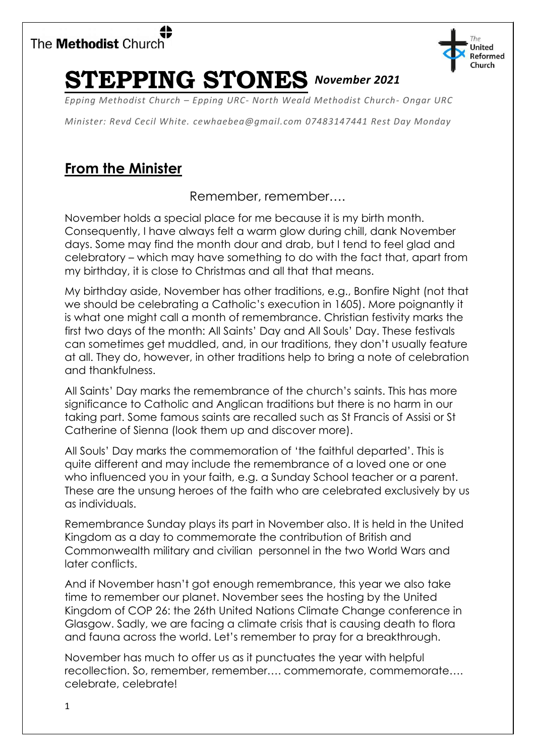The **Methodist** Church

The United Reformed Church

# STEPPING STONES *November 2021*

*Epping Methodist Church – Epping URC- North Weald Methodist Church- Ongar URC*

*Minister: Revd Cecil White. cewhaebea@gmail.com 07483147441 Rest Day Monday*

## From the Minister

Remember, remember….

November holds a special place for me because it is my birth month. Consequently, I have always felt a warm glow during chill, dank November days. Some may find the month dour and drab, but I tend to feel glad and celebratory – which may have something to do with the fact that, apart from my birthday, it is close to Christmas and all that that means.

My birthday aside, November has other traditions, e.g., Bonfire Night (not that we should be celebrating a Catholic's execution in 1605). More poignantly it is what one might call a month of remembrance. Christian festivity marks the first two days of the month: All Saints' Day and All Souls' Day. These festivals can sometimes get muddled, and, in our traditions, they don't usually feature at all. They do, however, in other traditions help to bring a note of celebration and thankfulness.

All Saints' Day marks the remembrance of the church's saints. This has more significance to Catholic and Anglican traditions but there is no harm in our taking part. Some famous saints are recalled such as St Francis of Assisi or St Catherine of Sienna (look them up and discover more).

All Souls' Day marks the commemoration of 'the faithful departed'. This is quite different and may include the remembrance of a loved one or one who influenced you in your faith, e.g. a Sunday School teacher or a parent. These are the unsung heroes of the faith who are celebrated exclusively by us as individuals.

Remembrance Sunday plays its part in November also. It is held in the United Kingdom as a day to commemorate the contribution of British and Commonwealth military and civilian personnel in the two World Wars and later conflicts.

And if November hasn't got enough remembrance, this year we also take time to remember our planet. November sees the hosting by the United Kingdom of COP 26: the 26th United Nations Climate Change conference in Glasgow. Sadly, we are facing a climate crisis that is causing death to flora and fauna across the world. Let's remember to pray for a breakthrough.

November has much to offer us as it punctuates the year with helpful recollection. So, remember, remember…. commemorate, commemorate…. celebrate, celebrate!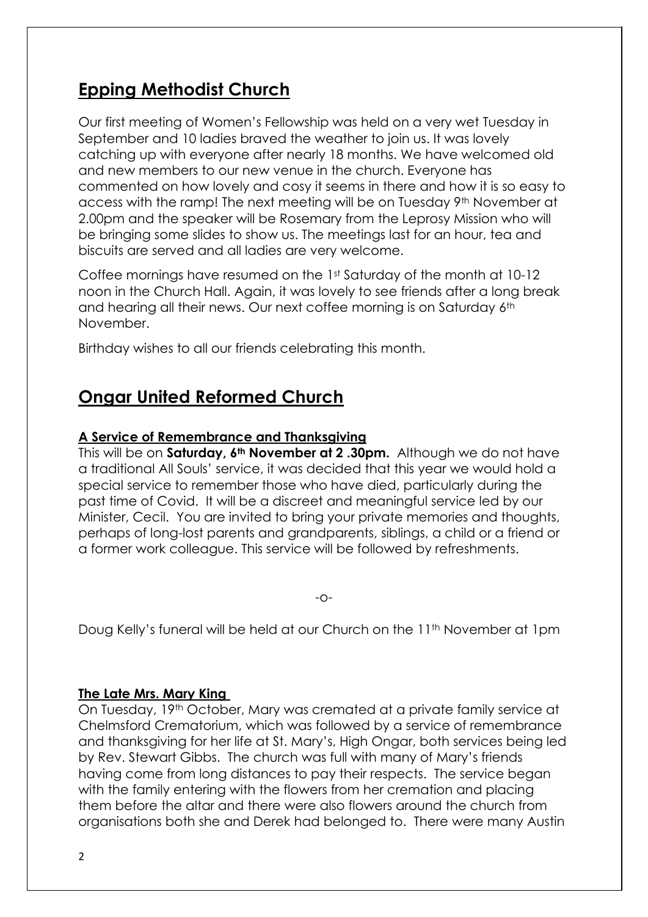## Epping Methodist Church

Our first meeting of Women's Fellowship was held on a very wet Tuesday in September and 10 ladies braved the weather to join us. It was lovely catching up with everyone after nearly 18 months. We have welcomed old and new members to our new venue in the church. Everyone has commented on how lovely and cosy it seems in there and how it is so easy to access with the ramp! The next meeting will be on Tuesday 9th November at 2.00pm and the speaker will be Rosemary from the Leprosy Mission who will be bringing some slides to show us. The meetings last for an hour, tea and biscuits are served and all ladies are very welcome.

Coffee mornings have resumed on the 1st Saturday of the month at 10-12 noon in the Church Hall. Again, it was lovely to see friends after a long break and hearing all their news. Our next coffee morning is on Saturday 6th November.

Birthday wishes to all our friends celebrating this month.

## Ongar United Reformed Church

### A Service of Remembrance and Thanksgiving

This will be on **Saturday, 6th November at 2 .30pm.** Although we do not have a traditional All Souls' service, it was decided that this year we would hold a special service to remember those who have died, particularly during the past time of Covid. It will be a discreet and meaningful service led by our Minister, Cecil. You are invited to bring your private memories and thoughts, perhaps of long-lost parents and grandparents, siblings, a child or a friend or a former work colleague. This service will be followed by refreshments.

-o-

Doug Kelly's funeral will be held at our Church on the 11th November at 1pm

### The Late Mrs. Mary King

On Tuesday, 19th October, Mary was cremated at a private family service at Chelmsford Crematorium, which was followed by a service of remembrance and thanksgiving for her life at St. Mary's, High Ongar, both services being led by Rev. Stewart Gibbs. The church was full with many of Mary's friends having come from long distances to pay their respects. The service began with the family entering with the flowers from her cremation and placing them before the altar and there were also flowers around the church from organisations both she and Derek had belonged to. There were many Austin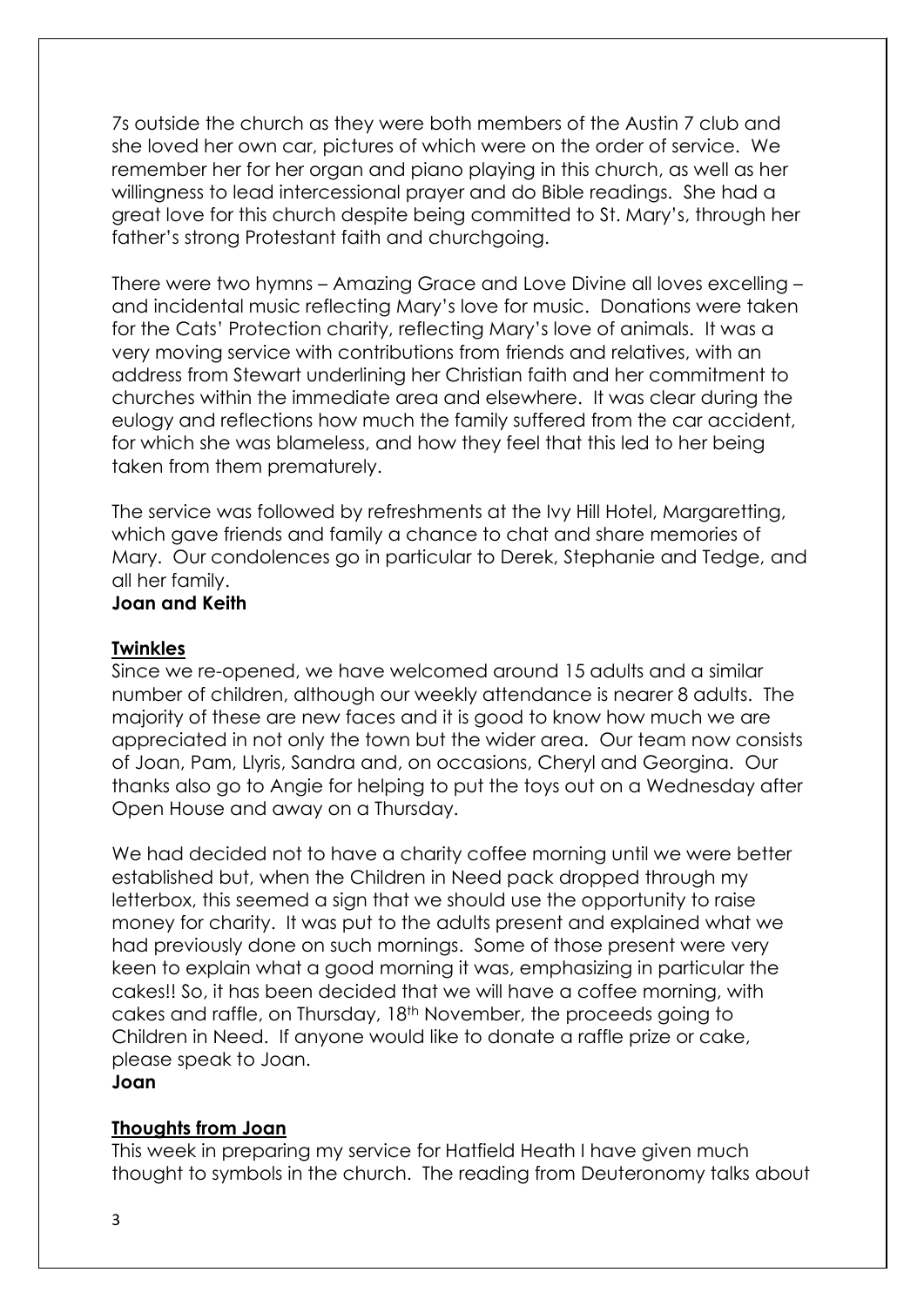7s outside the church as they were both members of the Austin 7 club and she loved her own car, pictures of which were on the order of service. We remember her for her organ and piano playing in this church, as well as her willingness to lead intercessional prayer and do Bible readings. She had a great love for this church despite being committed to St. Mary's, through her father's strong Protestant faith and churchgoing.

There were two hymns – Amazing Grace and Love Divine all loves excelling – and incidental music reflecting Mary's love for music. Donations were taken for the Cats' Protection charity, reflecting Mary's love of animals. It was a very moving service with contributions from friends and relatives, with an address from Stewart underlining her Christian faith and her commitment to churches within the immediate area and elsewhere. It was clear during the eulogy and reflections how much the family suffered from the car accident, for which she was blameless, and how they feel that this led to her being taken from them prematurely.

The service was followed by refreshments at the Ivy Hill Hotel, Margaretting, which gave friends and family a chance to chat and share memories of Mary. Our condolences go in particular to Derek, Stephanie and Tedge, and all her family.
**Joan and Keith**

**Twinkles**

Since we re-opened, we have welcomed around 15 adults and a similar number of children, although our weekly attendance is nearer 8 adults. The majority of these are new faces and it is good to know how much we are appreciated in not only the town but the wider area. Our team now consists of Joan, Pam, Llyris, Sandra and, on occasions, Cheryl and Georgina. Our thanks also go to Angie for helping to put the toys out on a Wednesday after Open House and away on a Thursday.

We had decided not to have a charity coffee morning until we were better established but, when the Children in Need pack dropped through my letterbox, this seemed a sign that we should use the opportunity to raise money for charity. It was put to the adults present and explained what we had previously done on such mornings. Some of those present were very keen to explain what a good morning it was, emphasizing in particular the cakes!! So, it has been decided that we will have a coffee morning, with cakes and raffle, on Thursday, 18th November, the proceeds going to Children in Need. If anyone would like to donate a raffle prize or cake, please speak to Joan.
**Joan**

**Thoughts from Joan**

This week in preparing my service for Hatfield Heath I have given much thought to symbols in the church. The reading from Deuteronomy talks about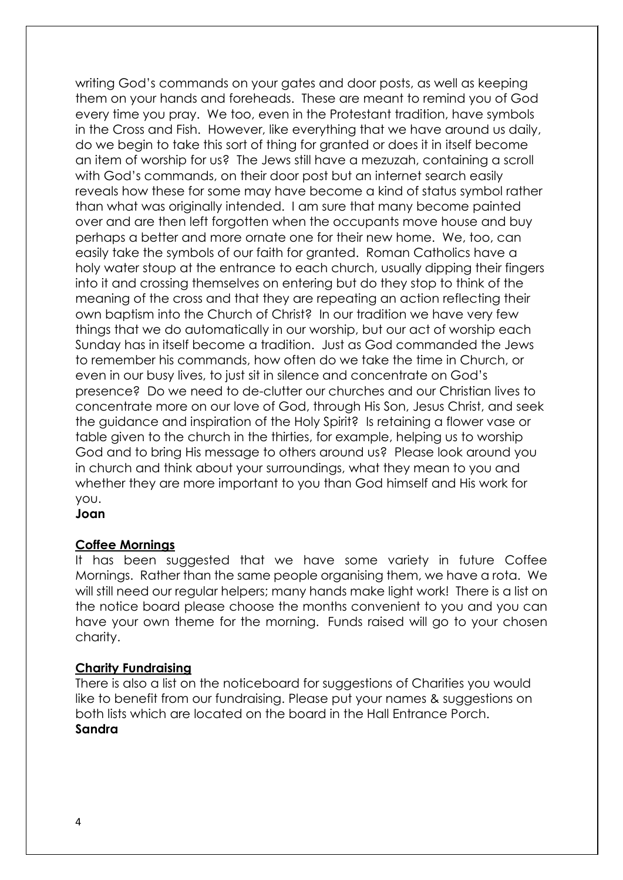writing God's commands on your gates and door posts, as well as keeping them on your hands and foreheads. These are meant to remind you of God every time you pray. We too, even in the Protestant tradition, have symbols in the Cross and Fish. However, like everything that we have around us daily, do we begin to take this sort of thing for granted or does it in itself become an item of worship for us? The Jews still have a mezuzah, containing a scroll with God's commands, on their door post but an internet search easily reveals how these for some may have become a kind of status symbol rather than what was originally intended. I am sure that many become painted over and are then left forgotten when the occupants move house and buy perhaps a better and more ornate one for their new home. We, too, can easily take the symbols of our faith for granted. Roman Catholics have a holy water stoup at the entrance to each church, usually dipping their fingers into it and crossing themselves on entering but do they stop to think of the meaning of the cross and that they are repeating an action reflecting their own baptism into the Church of Christ? In our tradition we have very few things that we do automatically in our worship, but our act of worship each Sunday has in itself become a tradition. Just as God commanded the Jews to remember his commands, how often do we take the time in Church, or even in our busy lives, to just sit in silence and concentrate on God's presence? Do we need to de-clutter our churches and our Christian lives to concentrate more on our love of God, through His Son, Jesus Christ, and seek the guidance and inspiration of the Holy Spirit? Is retaining a flower vase or table given to the church in the thirties, for example, helping us to worship God and to bring His message to others around us? Please look around you in church and think about your surroundings, what they mean to you and whether they are more important to you than God himself and His work for you.

**Joan**

## Coffee Mornings

It has been suggested that we have some variety in future Coffee Mornings. Rather than the same people organising them, we have a rota. We will still need our regular helpers; many hands make light work! There is a list on the notice board please choose the months convenient to you and you can have your own theme for the morning. Funds raised will go to your chosen charity.

## Charity Fundraising

There is also a list on the noticeboard for suggestions of Charities you would like to benefit from our fundraising. Please put your names & suggestions on both lists which are located on the board in the Hall Entrance Porch.

**Sandra**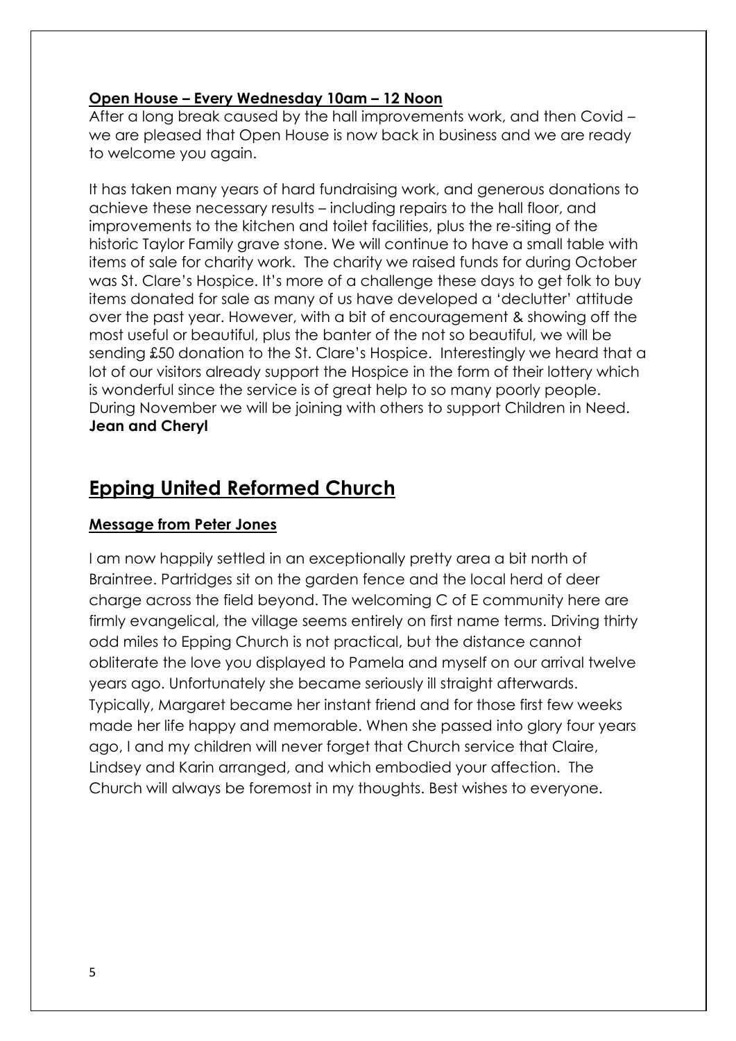**Open House – Every Wednesday 10am – 12 Noon**

After a long break caused by the hall improvements work, and then Covid – we are pleased that Open House is now back in business and we are ready to welcome you again.

It has taken many years of hard fundraising work, and generous donations to achieve these necessary results – including repairs to the hall floor, and improvements to the kitchen and toilet facilities, plus the re-siting of the historic Taylor Family grave stone. We will continue to have a small table with items of sale for charity work. The charity we raised funds for during October was St. Clare's Hospice. It's more of a challenge these days to get folk to buy items donated for sale as many of us have developed a 'declutter' attitude over the past year. However, with a bit of encouragement & showing off the most useful or beautiful, plus the banter of the not so beautiful, we will be sending £50 donation to the St. Clare's Hospice. Interestingly we heard that a lot of our visitors already support the Hospice in the form of their lottery which is wonderful since the service is of great help to so many poorly people. During November we will be joining with others to support Children in Need.
**Jean and Cheryl**

## Epping United Reformed Church

**Message from Peter Jones**

I am now happily settled in an exceptionally pretty area a bit north of Braintree. Partridges sit on the garden fence and the local herd of deer charge across the field beyond. The welcoming C of E community here are firmly evangelical, the village seems entirely on first name terms. Driving thirty odd miles to Epping Church is not practical, but the distance cannot obliterate the love you displayed to Pamela and myself on our arrival twelve years ago. Unfortunately she became seriously ill straight afterwards. Typically, Margaret became her instant friend and for those first few weeks made her life happy and memorable. When she passed into glory four years ago, I and my children will never forget that Church service that Claire, Lindsey and Karin arranged, and which embodied your affection. The Church will always be foremost in my thoughts. Best wishes to everyone.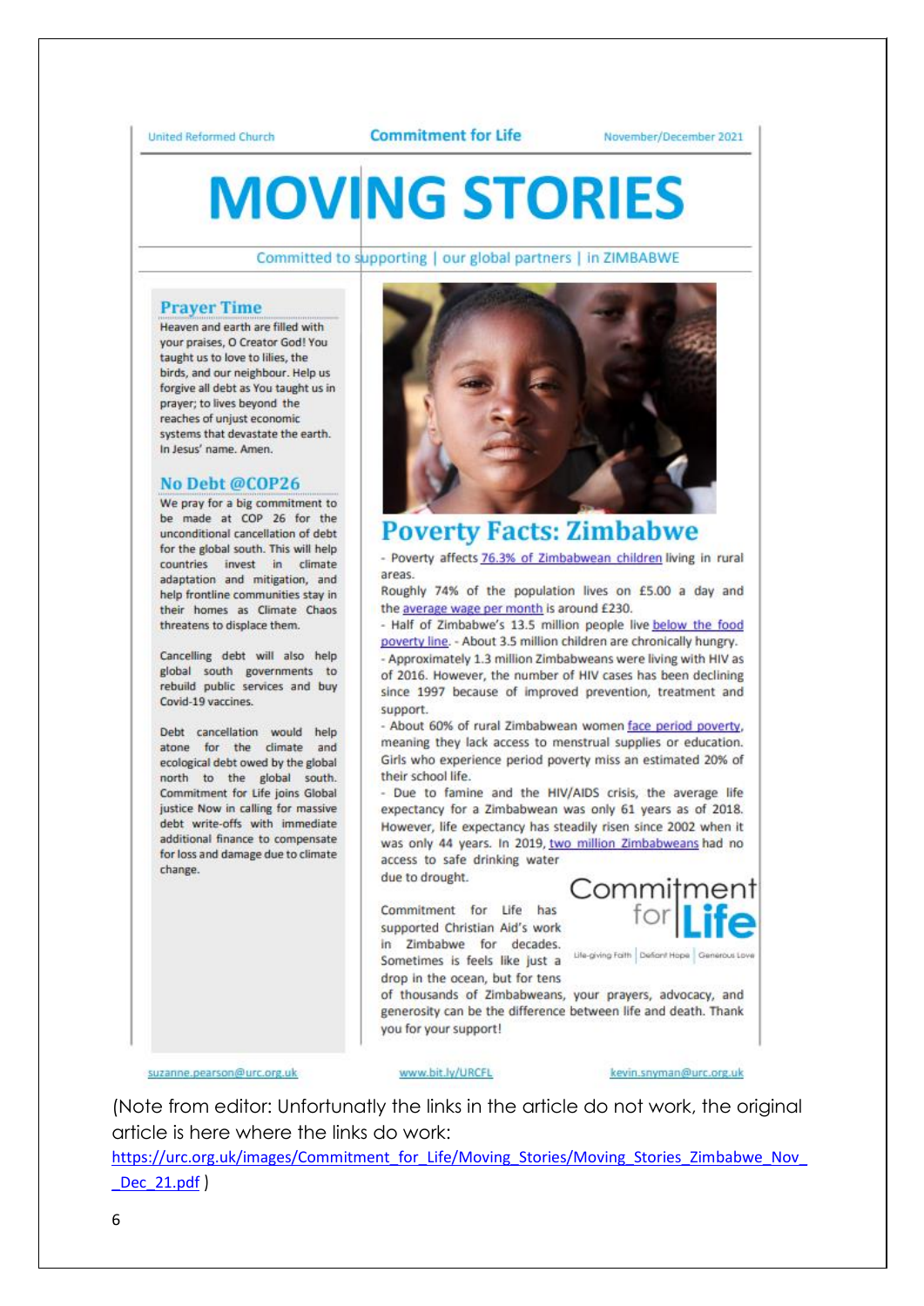United Reformed Church | Commitment for Life | November/December 2021

# MOVING STORIES

Committed to supporting | our global partners | in ZIMBABWE

## Prayer Time

Heaven and earth are filled with your praises, O Creator God! You taught us to love to lilies, the birds, and our neighbour. Help us forgive all debt as You taught us in prayer; to lives beyond the reaches of unjust economic systems that devastate the earth. In Jesus' name. Amen.

## No Debt @COP26

We pray for a big commitment to be made at COP 26 for the unconditional cancellation of debt for the global south. This will help countries invest in climate adaptation and mitigation, and help frontline communities stay in their homes as Climate Chaos threatens to displace them.

Cancelling debt will also help global south governments to rebuild public services and buy Covid-19 vaccines.

Debt cancellation would help atone for the climate and ecological debt owed by the global north to the global south. Commitment for Life joins Global justice Now in calling for massive debt write-offs with immediate additional finance to compensate for loss and damage due to climate change.

## Poverty Facts: Zimbabwe

- Poverty affects 76.3% of Zimbabwean children living in rural areas.

Roughly 74% of the population lives on £5.00 a day and the average wage per month is around £230.

- Half of Zimbabwe's 13.5 million people live below the food poverty line. - About 3.5 million children are chronically hungry.
- Approximately 1.3 million Zimbabweans were living with HIV as of 2016. However, the number of HIV cases has been declining since 1997 because of improved prevention, treatment and support.
- About 60% of rural Zimbabwean women face period poverty, meaning they lack access to menstrual supplies or education. Girls who experience period poverty miss an estimated 20% of their school life.
- Due to famine and the HIV/AIDS crisis, the average life expectancy for a Zimbabwean was only 61 years as of 2018. However, life expectancy has steadily risen since 2002 when it was only 44 years. In 2019, two million Zimbabweans had no access to safe drinking water due to drought.

Commitment for Life has supported Christian Aid's work in Zimbabwe for decades. Sometimes is feels like just a drop in the ocean, but for tens of thousands of Zimbabweans, your prayers, advocacy, and generosity can be the difference between life and death. Thank you for your support!

Commitment for Life — Life-giving Faith | Defiant Hope | Generous Love

suzanne.pearson@urc.org.uk | www.bit.ly/URCFL | kevin.snyman@urc.org.uk

(Note from editor: Unfortunatly the links in the article do not work, the original article is here where the links do work: https://urc.org.uk/images/Commitment_for_Life/Moving_Stories/Moving_Stories_Zimbabwe_Nov__Dec_21.pdf )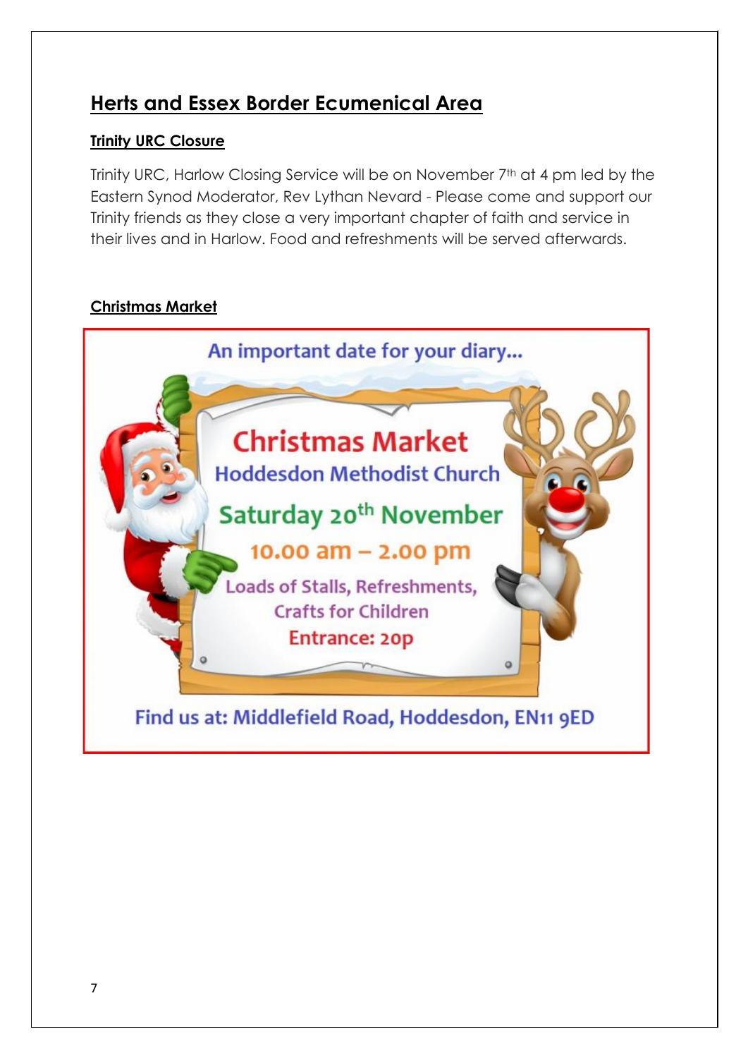## Herts and Essex Border Ecumenical Area

### Trinity URC Closure

Trinity URC, Harlow Closing Service will be on November 7th at 4 pm led by the Eastern Synod Moderator, Rev Lythan Nevard - Please come and support our Trinity friends as they close a very important chapter of faith and service in their lives and in Harlow. Food and refreshments will be served afterwards.

### Christmas Market

An important date for your diary...

**Christmas Market**

**Hoddesdon Methodist Church**

**Saturday 20th November**

**10.00 am – 2.00 pm**

Loads of Stalls, Refreshments, Crafts for Children

Entrance: 20p

Find us at: Middlefield Road, Hoddesdon, EN11 9ED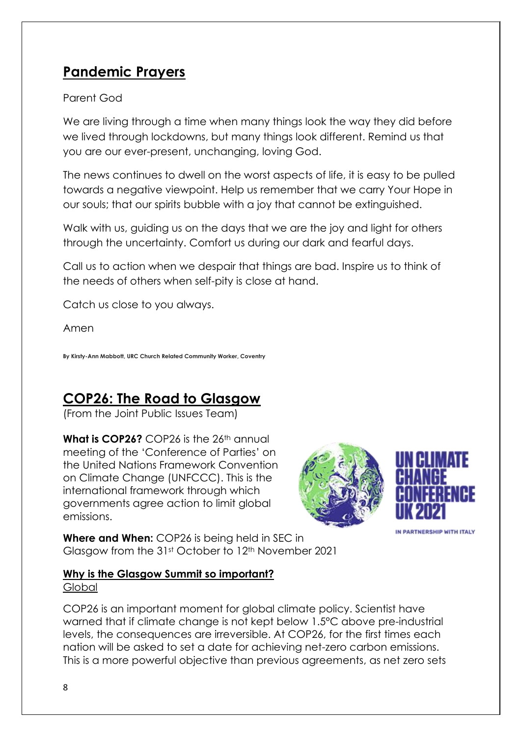## Pandemic Prayers

Parent God

We are living through a time when many things look the way they did before we lived through lockdowns, but many things look different. Remind us that you are our ever-present, unchanging, loving God.

The news continues to dwell on the worst aspects of life, it is easy to be pulled towards a negative viewpoint. Help us remember that we carry Your Hope in our souls; that our spirits bubble with a joy that cannot be extinguished.

Walk with us, guiding us on the days that we are the joy and light for others through the uncertainty. Comfort us during our dark and fearful days.

Call us to action when we despair that things are bad. Inspire us to think of the needs of others when self-pity is close at hand.

Catch us close to you always.

Amen

**By Kirsty-Ann Mabbott, URC Church Related Community Worker, Coventry**

## COP26: The Road to Glasgow

(From the Joint Public Issues Team)

**What is COP26?** COP26 is the 26th annual meeting of the 'Conference of Parties' on the United Nations Framework Convention on Climate Change (UNFCCC). This is the international framework through which governments agree action to limit global emissions.

UN CLIMATE CHANGE CONFERENCE UK 2021

IN PARTNERSHIP WITH ITALY

**Where and When:** COP26 is being held in SEC in Glasgow from the 31st October to 12th November 2021

### Why is the Glasgow Summit so important?

Global

COP26 is an important moment for global climate policy. Scientist have warned that if climate change is not kept below 1.5°C above pre-industrial levels, the consequences are irreversible. At COP26, for the first times each nation will be asked to set a date for achieving net-zero carbon emissions. This is a more powerful objective than previous agreements, as net zero sets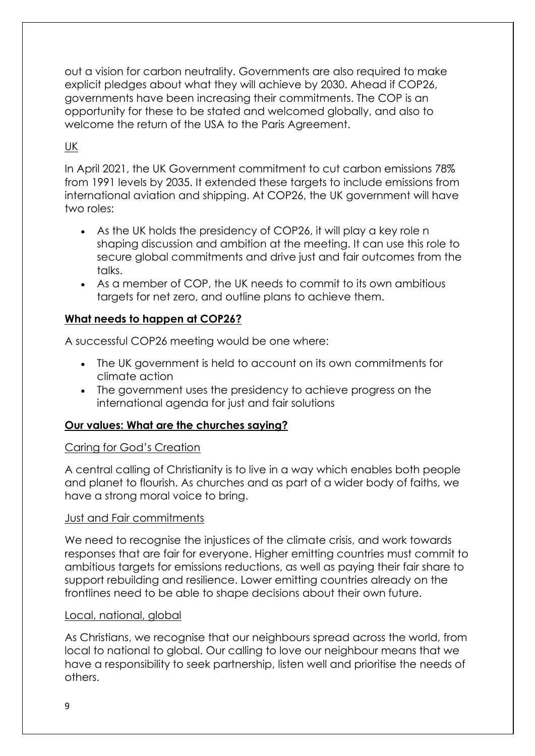out a vision for carbon neutrality. Governments are also required to make explicit pledges about what they will achieve by 2030. Ahead if COP26, governments have been increasing their commitments. The COP is an opportunity for these to be stated and welcomed globally, and also to welcome the return of the USA to the Paris Agreement.

UK

In April 2021, the UK Government commitment to cut carbon emissions 78% from 1991 levels by 2035. It extended these targets to include emissions from international aviation and shipping. At COP26, the UK government will have two roles:

- As the UK holds the presidency of COP26, it will play a key role n shaping discussion and ambition at the meeting. It can use this role to secure global commitments and drive just and fair outcomes from the talks.
- As a member of COP, the UK needs to commit to its own ambitious targets for net zero, and outline plans to achieve them.

## **What needs to happen at COP26?**

A successful COP26 meeting would be one where:

- The UK government is held to account on its own commitments for climate action
- The government uses the presidency to achieve progress on the international agenda for just and fair solutions

## **Our values: What are the churches saying?**

### Caring for God's Creation

A central calling of Christianity is to live in a way which enables both people and planet to flourish. As churches and as part of a wider body of faiths, we have a strong moral voice to bring.

### Just and Fair commitments

We need to recognise the injustices of the climate crisis, and work towards responses that are fair for everyone. Higher emitting countries must commit to ambitious targets for emissions reductions, as well as paying their fair share to support rebuilding and resilience. Lower emitting countries already on the frontlines need to be able to shape decisions about their own future.

### Local, national, global

As Christians, we recognise that our neighbours spread across the world, from local to national to global. Our calling to love our neighbour means that we have a responsibility to seek partnership, listen well and prioritise the needs of others.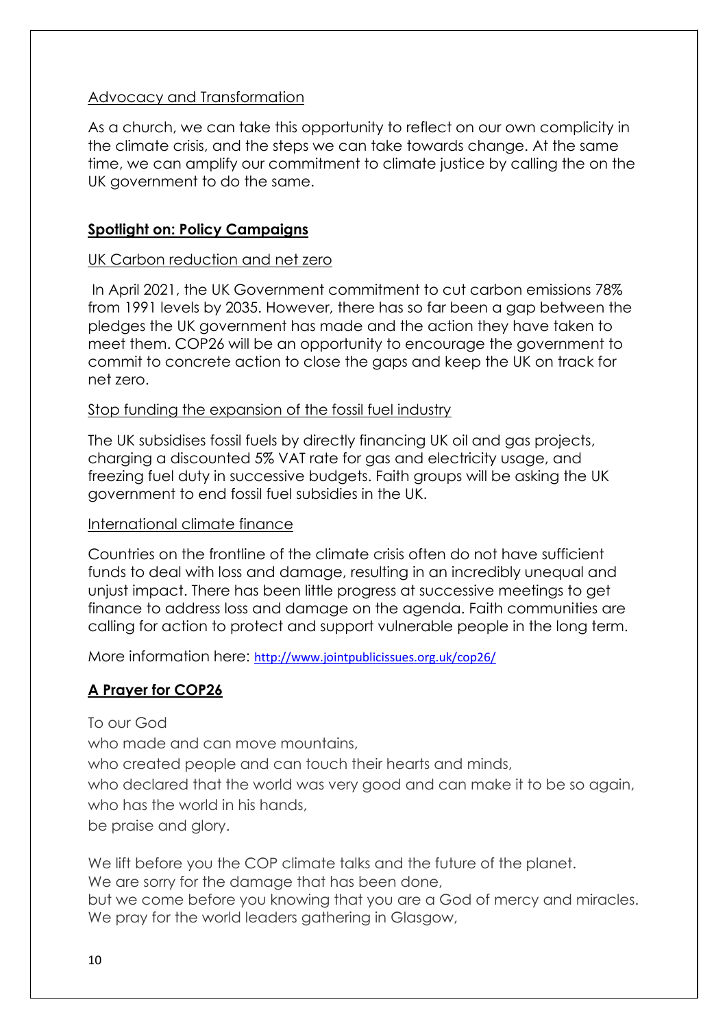Advocacy and Transformation

As a church, we can take this opportunity to reflect on our own complicity in the climate crisis, and the steps we can take towards change. At the same time, we can amplify our commitment to climate justice by calling the on the UK government to do the same.

## Spotlight on: Policy Campaigns

UK Carbon reduction and net zero

In April 2021, the UK Government commitment to cut carbon emissions 78% from 1991 levels by 2035. However, there has so far been a gap between the pledges the UK government has made and the action they have taken to meet them. COP26 will be an opportunity to encourage the government to commit to concrete action to close the gaps and keep the UK on track for net zero.

Stop funding the expansion of the fossil fuel industry

The UK subsidises fossil fuels by directly financing UK oil and gas projects, charging a discounted 5% VAT rate for gas and electricity usage, and freezing fuel duty in successive budgets. Faith groups will be asking the UK government to end fossil fuel subsidies in the UK.

International climate finance

Countries on the frontline of the climate crisis often do not have sufficient funds to deal with loss and damage, resulting in an incredibly unequal and unjust impact. There has been little progress at successive meetings to get finance to address loss and damage on the agenda. Faith communities are calling for action to protect and support vulnerable people in the long term.

More information here: http://www.jointpublicissues.org.uk/cop26/

## A Prayer for COP26

To our God
who made and can move mountains,
who created people and can touch their hearts and minds,
who declared that the world was very good and can make it to be so again,
who has the world in his hands,
be praise and glory.

We lift before you the COP climate talks and the future of the planet.
We are sorry for the damage that has been done,
but we come before you knowing that you are a God of mercy and miracles.
We pray for the world leaders gathering in Glasgow,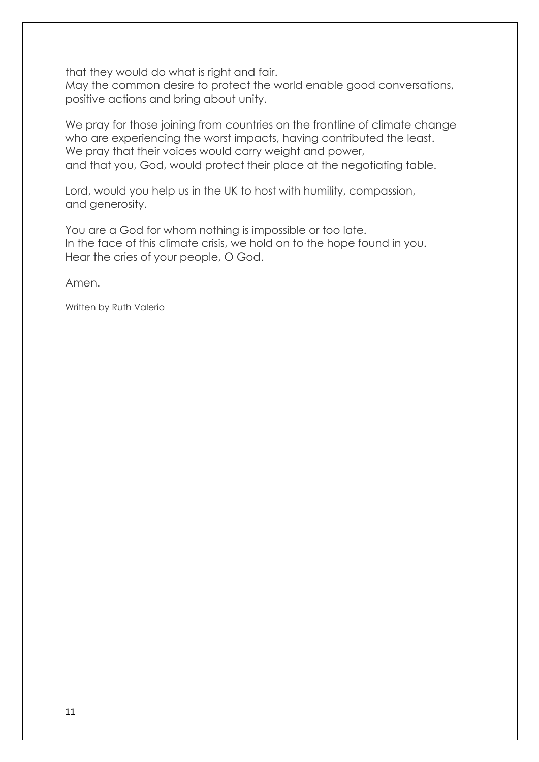that they would do what is right and fair.
May the common desire to protect the world enable good conversations, positive actions and bring about unity.

We pray for those joining from countries on the frontline of climate change who are experiencing the worst impacts, having contributed the least.
We pray that their voices would carry weight and power,
and that you, God, would protect their place at the negotiating table.

Lord, would you help us in the UK to host with humility, compassion, and generosity.

You are a God for whom nothing is impossible or too late.
In the face of this climate crisis, we hold on to the hope found in you.
Hear the cries of your people, O God.

Amen.

Written by Ruth Valerio